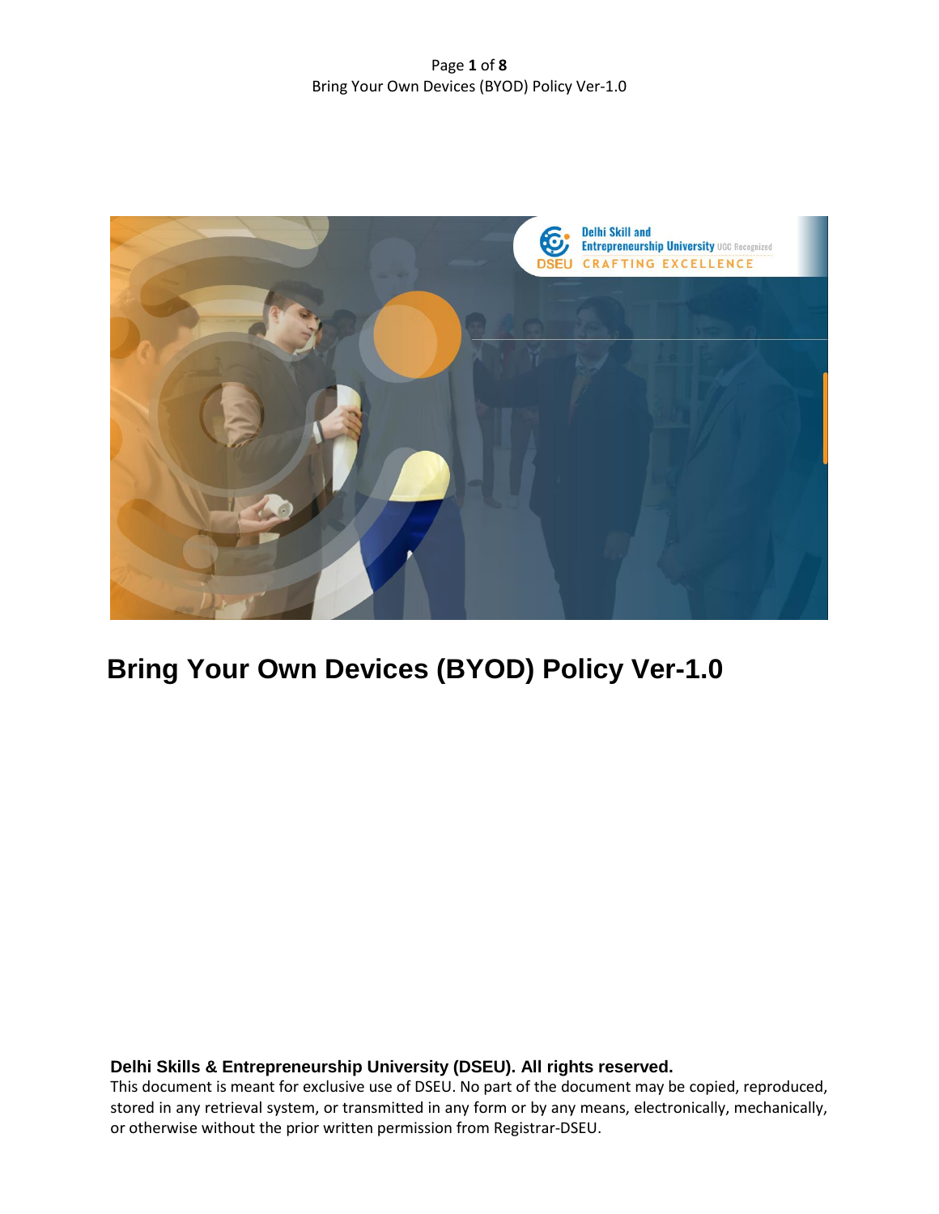# Bring Your Own Devices (BYOD) Policy Ver-1.0

**Delhi Skills & Entrepreneurship University (DSEU). All rights reserved.**

This document is meant for exclusive use of DSEU. No part of the document may be copied, reproduced, stored in any retrieval system, or transmitted in any form or by any means, electronically, mechanically, or otherwise without the prior written permission from Registrar-DSEU.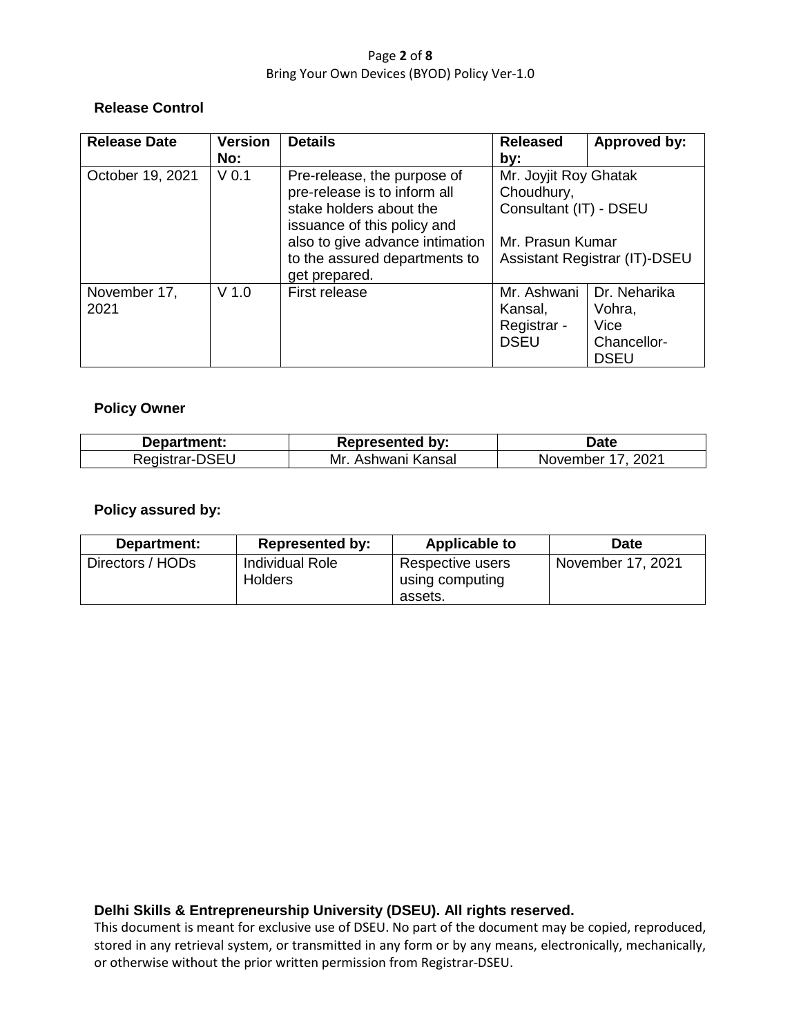### Release Control

| Release Date | Version No: | Details | Released by: | Approved by: |
|---|---|---|---|---|
| October 19, 2021 | V 0.1 | Pre-release, the purpose of pre-release is to inform all stake holders about the issuance of this policy and also to give advance intimation to the assured departments to get prepared. | Mr. Joyjit Roy Ghatak Choudhury, Consultant (IT) - DSEU<br><br>Mr. Prasun Kumar Assistant Registrar (IT)-DSEU | |
| November 17, 2021 | V 1.0 | First release | Mr. Ashwani Kansal, Registrar - DSEU | Dr. Neharika Vohra, Vice Chancellor-DSEU |

### Policy Owner

| Department: | Represented by: | Date |
|---|---|---|
| Registrar-DSEU | Mr. Ashwani Kansal | November 17, 2021 |

### Policy assured by:

| Department: | Represented by: | Applicable to | Date |
|---|---|---|---|
| Directors / HODs | Individual Role Holders | Respective users using computing assets. | November 17, 2021 |

**Delhi Skills & Entrepreneurship University (DSEU). All rights reserved.**

This document is meant for exclusive use of DSEU. No part of the document may be copied, reproduced, stored in any retrieval system, or transmitted in any form or by any means, electronically, mechanically, or otherwise without the prior written permission from Registrar-DSEU.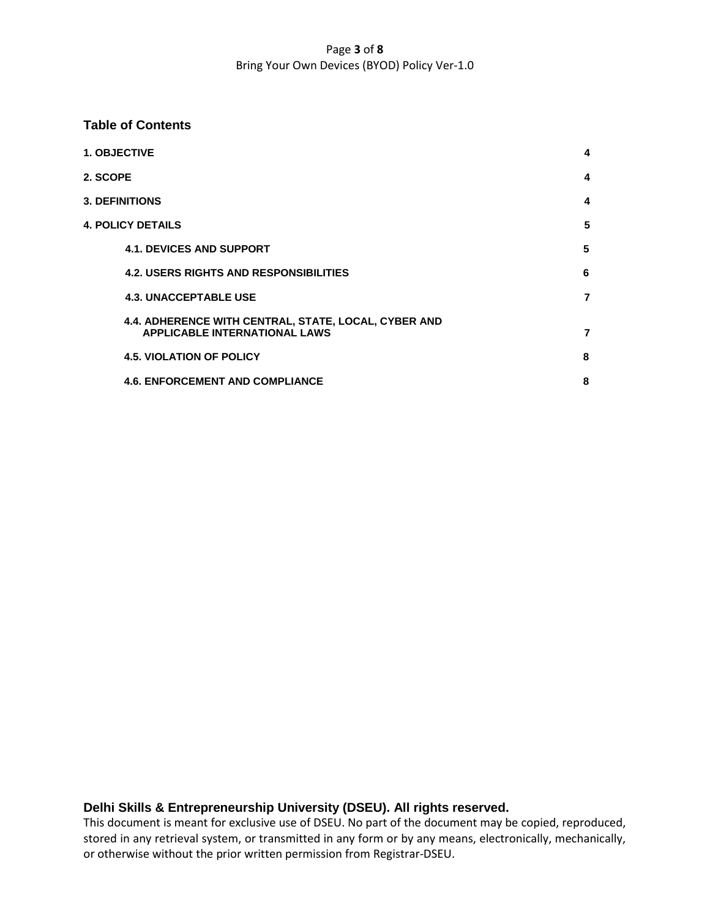## Table of Contents

| Section | Page |
|---|---|
| 1. OBJECTIVE | 4 |
| 2. SCOPE | 4 |
| 3. DEFINITIONS | 4 |
| 4. POLICY DETAILS | 5 |
| 4.1. DEVICES AND SUPPORT | 5 |
| 4.2. USERS RIGHTS AND RESPONSIBILITIES | 6 |
| 4.3. UNACCEPTABLE USE | 7 |
| 4.4. ADHERENCE WITH CENTRAL, STATE, LOCAL, CYBER AND APPLICABLE INTERNATIONAL LAWS | 7 |
| 4.5. VIOLATION OF POLICY | 8 |
| 4.6. ENFORCEMENT AND COMPLIANCE | 8 |

**Delhi Skills & Entrepreneurship University (DSEU). All rights reserved.**

This document is meant for exclusive use of DSEU. No part of the document may be copied, reproduced, stored in any retrieval system, or transmitted in any form or by any means, electronically, mechanically, or otherwise without the prior written permission from Registrar-DSEU.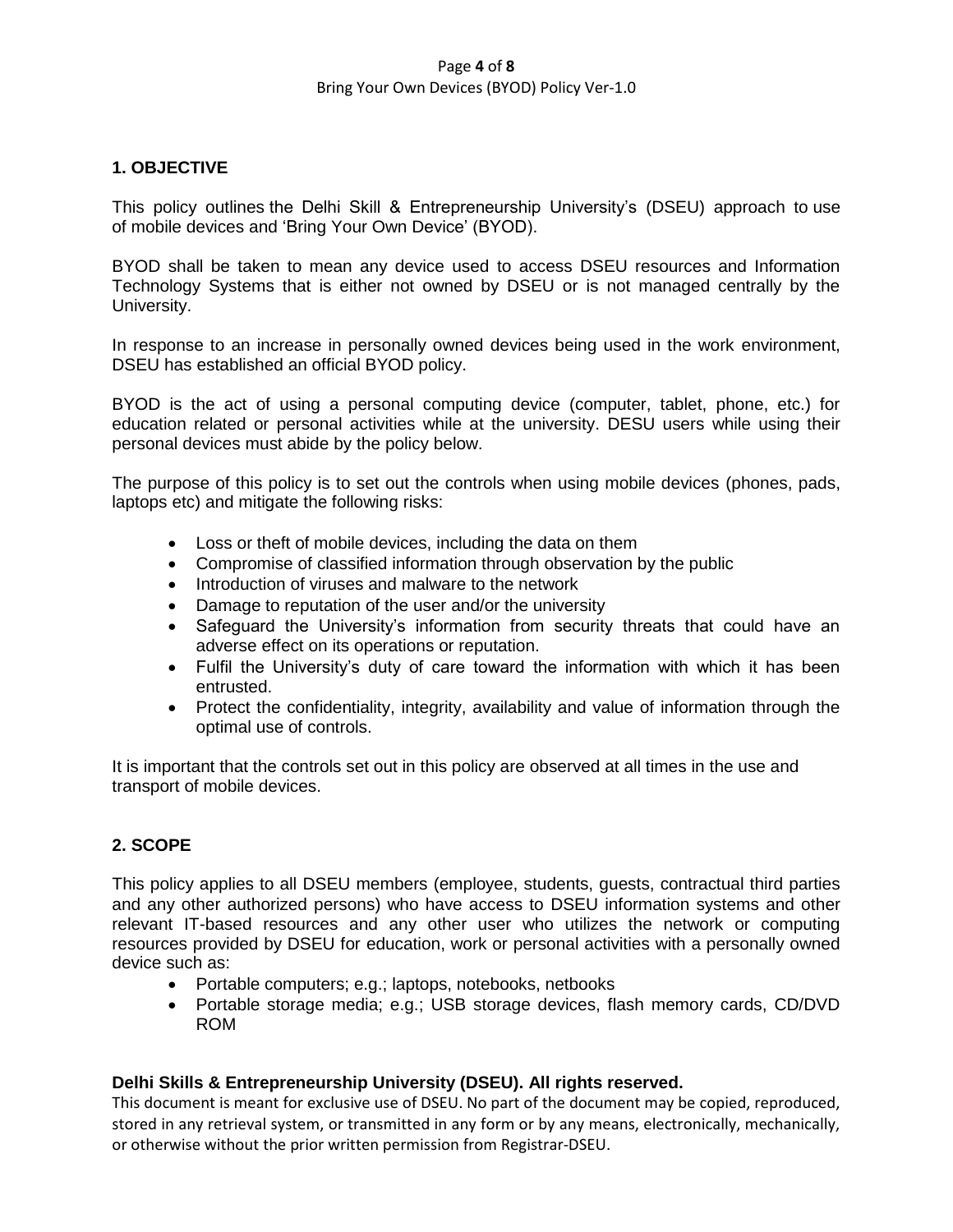## 1. OBJECTIVE

This policy outlines the Delhi Skill & Entrepreneurship University's (DSEU) approach to use of mobile devices and 'Bring Your Own Device' (BYOD).

BYOD shall be taken to mean any device used to access DSEU resources and Information Technology Systems that is either not owned by DSEU or is not managed centrally by the University.

In response to an increase in personally owned devices being used in the work environment, DSEU has established an official BYOD policy.

BYOD is the act of using a personal computing device (computer, tablet, phone, etc.) for education related or personal activities while at the university. DESU users while using their personal devices must abide by the policy below.

The purpose of this policy is to set out the controls when using mobile devices (phones, pads, laptops etc) and mitigate the following risks:

- Loss or theft of mobile devices, including the data on them
- Compromise of classified information through observation by the public
- Introduction of viruses and malware to the network
- Damage to reputation of the user and/or the university
- Safeguard the University's information from security threats that could have an adverse effect on its operations or reputation.
- Fulfil the University's duty of care toward the information with which it has been entrusted.
- Protect the confidentiality, integrity, availability and value of information through the optimal use of controls.

It is important that the controls set out in this policy are observed at all times in the use and transport of mobile devices.

## 2. SCOPE

This policy applies to all DSEU members (employee, students, guests, contractual third parties and any other authorized persons) who have access to DSEU information systems and other relevant IT-based resources and any other user who utilizes the network or computing resources provided by DSEU for education, work or personal activities with a personally owned device such as:

- Portable computers; e.g.; laptops, notebooks, netbooks
- Portable storage media; e.g.; USB storage devices, flash memory cards, CD/DVD ROM

**Delhi Skills & Entrepreneurship University (DSEU). All rights reserved.**
This document is meant for exclusive use of DSEU. No part of the document may be copied, reproduced, stored in any retrieval system, or transmitted in any form or by any means, electronically, mechanically, or otherwise without the prior written permission from Registrar-DSEU.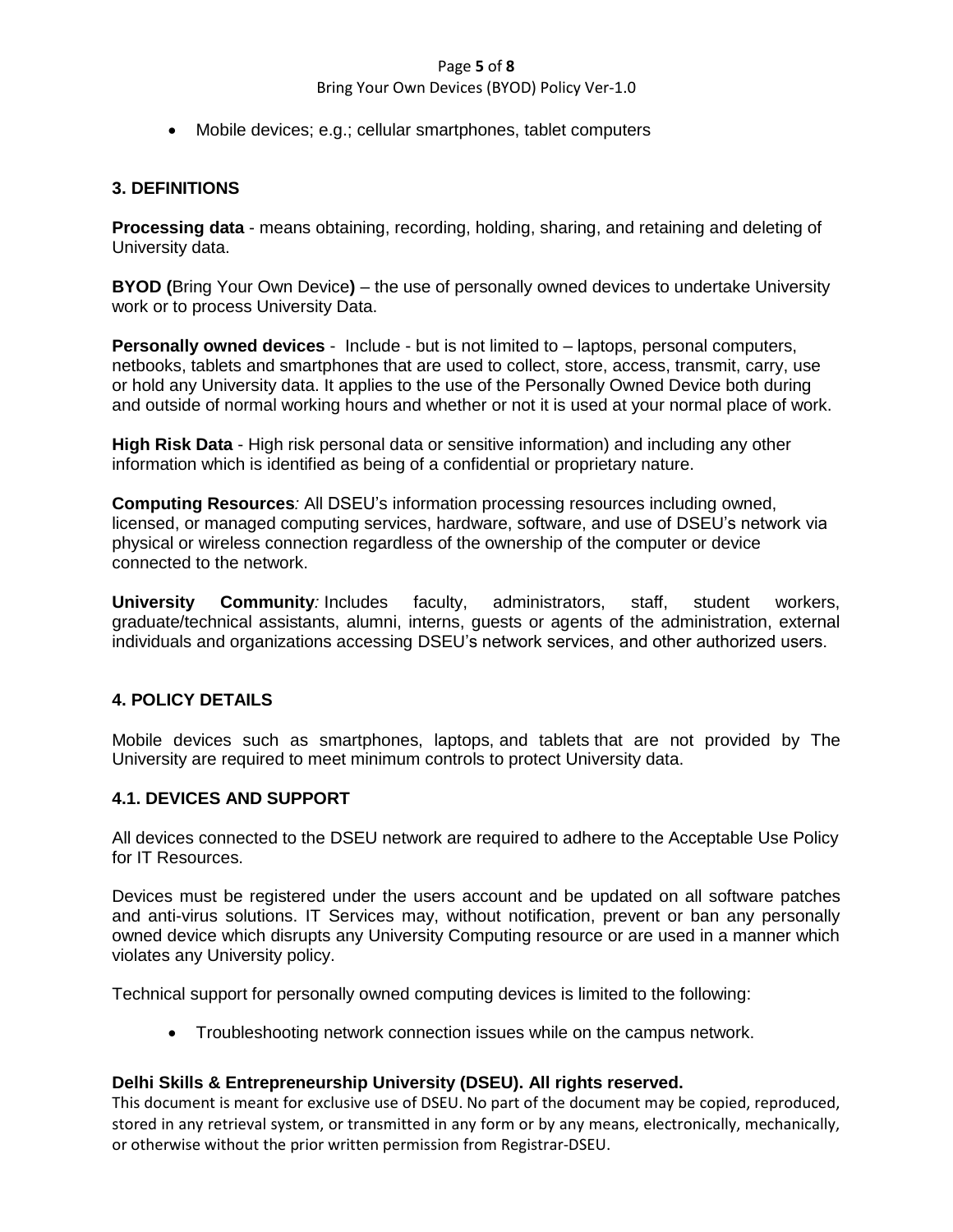- Mobile devices; e.g.; cellular smartphones, tablet computers

## 3. DEFINITIONS

**Processing data** - means obtaining, recording, holding, sharing, and retaining and deleting of University data.

**BYOD (**Bring Your Own Device**)** – the use of personally owned devices to undertake University work or to process University Data.

**Personally owned devices** - Include - but is not limited to – laptops, personal computers, netbooks, tablets and smartphones that are used to collect, store, access, transmit, carry, use or hold any University data. It applies to the use of the Personally Owned Device both during and outside of normal working hours and whether or not it is used at your normal place of work.

**High Risk Data** - High risk personal data or sensitive information) and including any other information which is identified as being of a confidential or proprietary nature.

**Computing Resources***:* All DSEU's information processing resources including owned, licensed, or managed computing services, hardware, software, and use of DSEU's network via physical or wireless connection regardless of the ownership of the computer or device connected to the network.

**University Community***:* Includes faculty, administrators, staff, student workers, graduate/technical assistants, alumni, interns, guests or agents of the administration, external individuals and organizations accessing DSEU's network services, and other authorized users.

## 4. POLICY DETAILS

Mobile devices such as smartphones, laptops, and tablets that are not provided by The University are required to meet minimum controls to protect University data.

### 4.1. DEVICES AND SUPPORT

All devices connected to the DSEU network are required to adhere to the Acceptable Use Policy for IT Resources.

Devices must be registered under the users account and be updated on all software patches and anti-virus solutions. IT Services may, without notification, prevent or ban any personally owned device which disrupts any University Computing resource or are used in a manner which violates any University policy.

Technical support for personally owned computing devices is limited to the following:

- Troubleshooting network connection issues while on the campus network.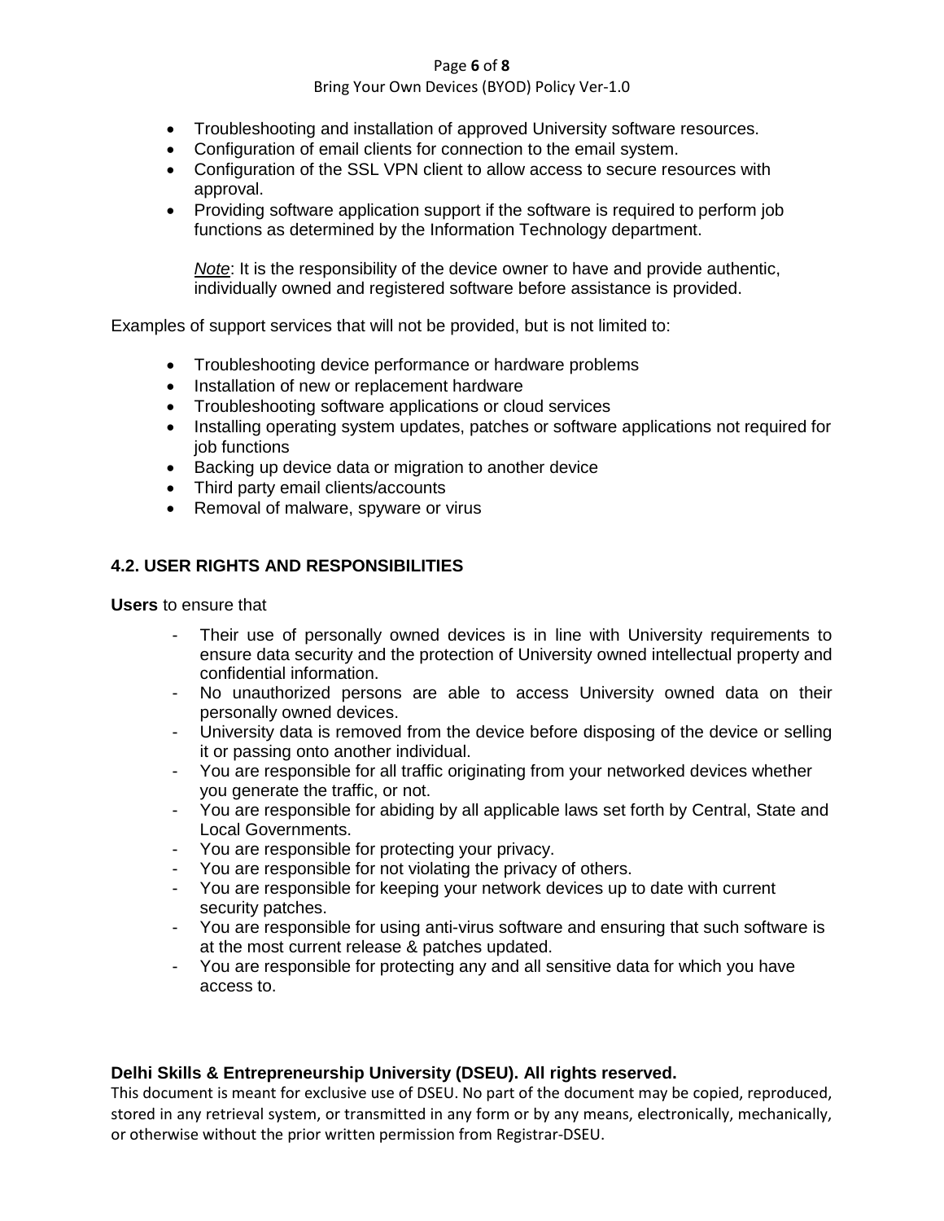- Troubleshooting and installation of approved University software resources.
- Configuration of email clients for connection to the email system.
- Configuration of the SSL VPN client to allow access to secure resources with approval.
- Providing software application support if the software is required to perform job functions as determined by the Information Technology department.

  *Note*: It is the responsibility of the device owner to have and provide authentic, individually owned and registered software before assistance is provided.

Examples of support services that will not be provided, but is not limited to:

- Troubleshooting device performance or hardware problems
- Installation of new or replacement hardware
- Troubleshooting software applications or cloud services
- Installing operating system updates, patches or software applications not required for job functions
- Backing up device data or migration to another device
- Third party email clients/accounts
- Removal of malware, spyware or virus

### 4.2. USER RIGHTS AND RESPONSIBILITIES

**Users** to ensure that

- Their use of personally owned devices is in line with University requirements to ensure data security and the protection of University owned intellectual property and confidential information.
- No unauthorized persons are able to access University owned data on their personally owned devices.
- University data is removed from the device before disposing of the device or selling it or passing onto another individual.
- You are responsible for all traffic originating from your networked devices whether you generate the traffic, or not.
- You are responsible for abiding by all applicable laws set forth by Central, State and Local Governments.
- You are responsible for protecting your privacy.
- You are responsible for not violating the privacy of others.
- You are responsible for keeping your network devices up to date with current security patches.
- You are responsible for using anti-virus software and ensuring that such software is at the most current release & patches updated.
- You are responsible for protecting any and all sensitive data for which you have access to.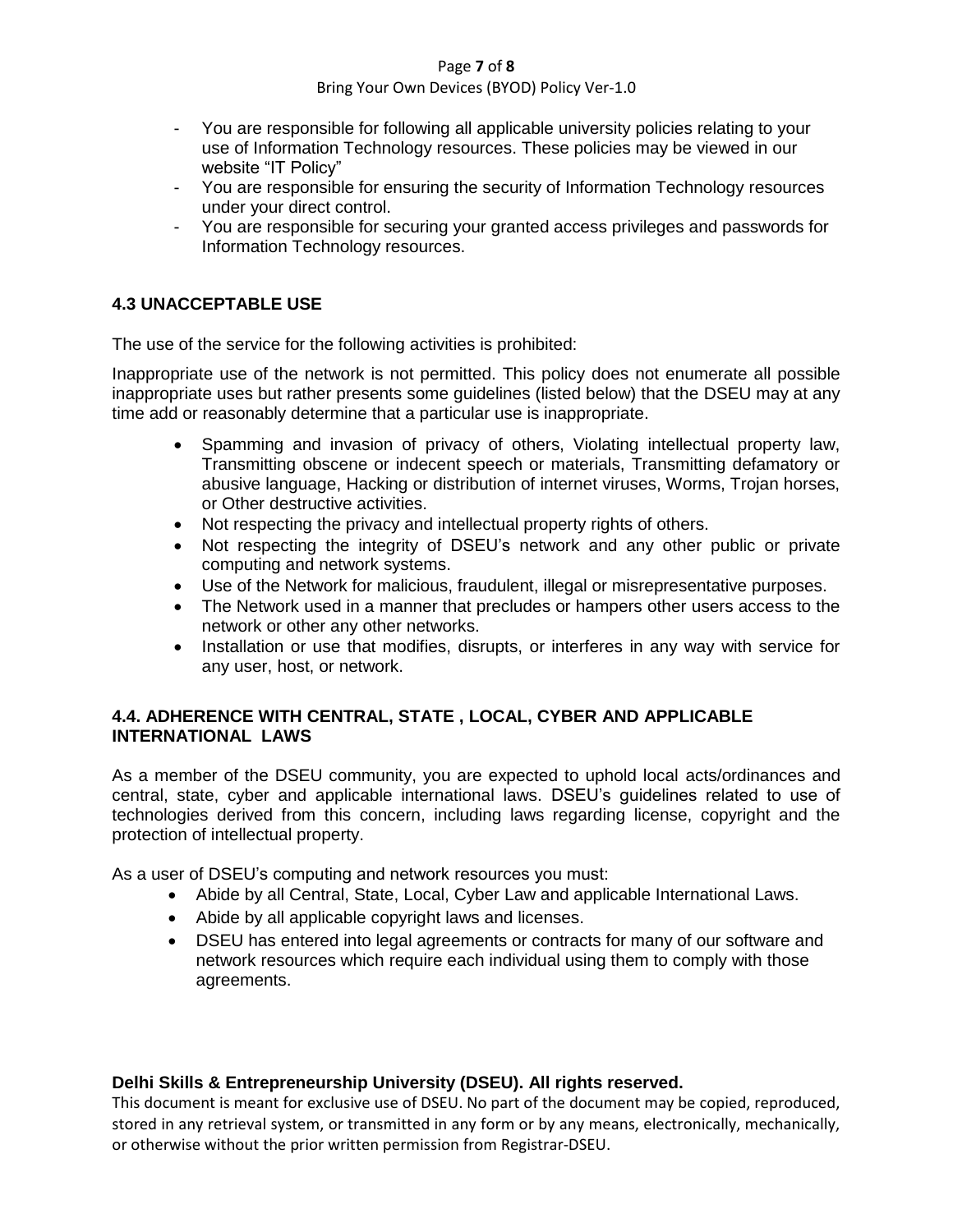- You are responsible for following all applicable university policies relating to your use of Information Technology resources. These policies may be viewed in our website "IT Policy"
- You are responsible for ensuring the security of Information Technology resources under your direct control.
- You are responsible for securing your granted access privileges and passwords for Information Technology resources.

### 4.3 UNACCEPTABLE USE

The use of the service for the following activities is prohibited:

Inappropriate use of the network is not permitted. This policy does not enumerate all possible inappropriate uses but rather presents some guidelines (listed below) that the DSEU may at any time add or reasonably determine that a particular use is inappropriate.

- Spamming and invasion of privacy of others, Violating intellectual property law, Transmitting obscene or indecent speech or materials, Transmitting defamatory or abusive language, Hacking or distribution of internet viruses, Worms, Trojan horses, or Other destructive activities.
- Not respecting the privacy and intellectual property rights of others.
- Not respecting the integrity of DSEU's network and any other public or private computing and network systems.
- Use of the Network for malicious, fraudulent, illegal or misrepresentative purposes.
- The Network used in a manner that precludes or hampers other users access to the network or other any other networks.
- Installation or use that modifies, disrupts, or interferes in any way with service for any user, host, or network.

### 4.4. ADHERENCE WITH CENTRAL, STATE , LOCAL, CYBER AND APPLICABLE INTERNATIONAL LAWS

As a member of the DSEU community, you are expected to uphold local acts/ordinances and central, state, cyber and applicable international laws. DSEU's guidelines related to use of technologies derived from this concern, including laws regarding license, copyright and the protection of intellectual property.

As a user of DSEU's computing and network resources you must:

- Abide by all Central, State, Local, Cyber Law and applicable International Laws.
- Abide by all applicable copyright laws and licenses.
- DSEU has entered into legal agreements or contracts for many of our software and network resources which require each individual using them to comply with those agreements.

**Delhi Skills & Entrepreneurship University (DSEU). All rights reserved.**

This document is meant for exclusive use of DSEU. No part of the document may be copied, reproduced, stored in any retrieval system, or transmitted in any form or by any means, electronically, mechanically, or otherwise without the prior written permission from Registrar-DSEU.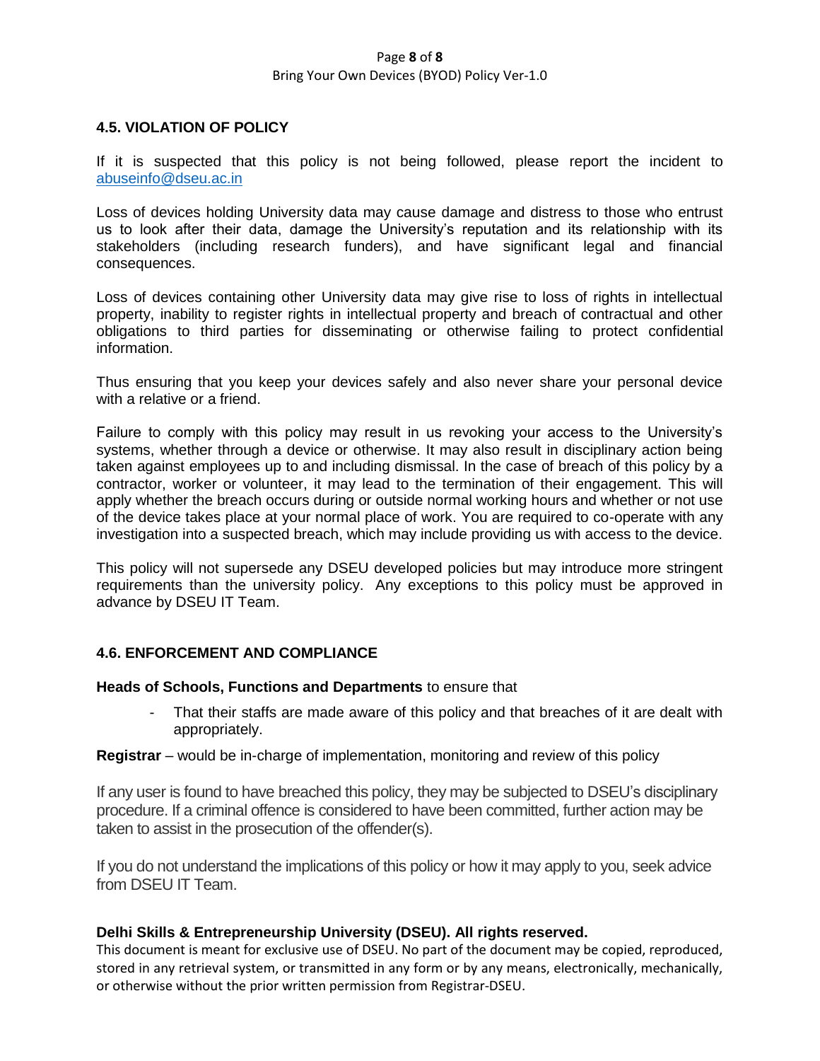### 4.5. VIOLATION OF POLICY

If it is suspected that this policy is not being followed, please report the incident to abuseinfo@dseu.ac.in

Loss of devices holding University data may cause damage and distress to those who entrust us to look after their data, damage the University's reputation and its relationship with its stakeholders (including research funders), and have significant legal and financial consequences.

Loss of devices containing other University data may give rise to loss of rights in intellectual property, inability to register rights in intellectual property and breach of contractual and other obligations to third parties for disseminating or otherwise failing to protect confidential information.

Thus ensuring that you keep your devices safely and also never share your personal device with a relative or a friend.

Failure to comply with this policy may result in us revoking your access to the University's systems, whether through a device or otherwise. It may also result in disciplinary action being taken against employees up to and including dismissal. In the case of breach of this policy by a contractor, worker or volunteer, it may lead to the termination of their engagement. This will apply whether the breach occurs during or outside normal working hours and whether or not use of the device takes place at your normal place of work. You are required to co-operate with any investigation into a suspected breach, which may include providing us with access to the device.

This policy will not supersede any DSEU developed policies but may introduce more stringent requirements than the university policy. Any exceptions to this policy must be approved in advance by DSEU IT Team.

### 4.6. ENFORCEMENT AND COMPLIANCE

**Heads of Schools, Functions and Departments** to ensure that

- That their staffs are made aware of this policy and that breaches of it are dealt with appropriately.

**Registrar** – would be in-charge of implementation, monitoring and review of this policy

If any user is found to have breached this policy, they may be subjected to DSEU's disciplinary procedure. If a criminal offence is considered to have been committed, further action may be taken to assist in the prosecution of the offender(s).

If you do not understand the implications of this policy or how it may apply to you, seek advice from DSEU IT Team.

**Delhi Skills & Entrepreneurship University (DSEU). All rights reserved.**

This document is meant for exclusive use of DSEU. No part of the document may be copied, reproduced, stored in any retrieval system, or transmitted in any form or by any means, electronically, mechanically, or otherwise without the prior written permission from Registrar-DSEU.